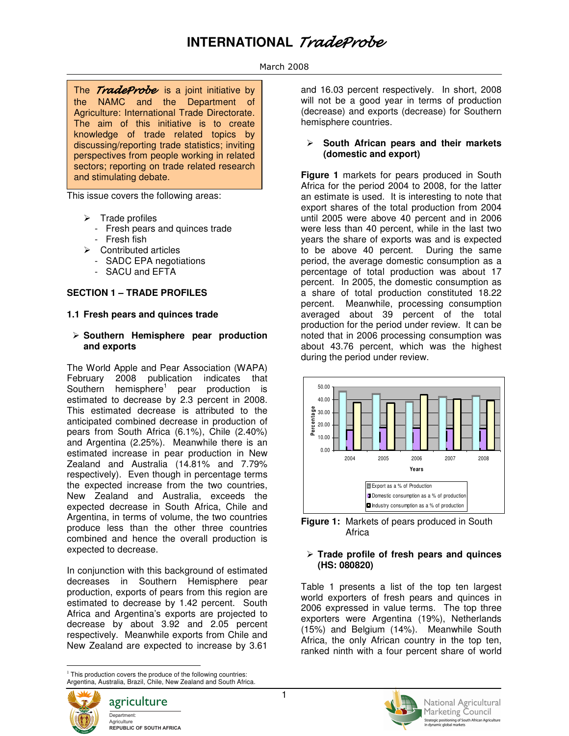# INTERNATIONAL *TradeProbe*

March 2008

> The ***TradeProbe*** is a joint initiative by the NAMC and the Department of Agriculture: International Trade Directorate. The aim of this initiative is to create knowledge of trade related topics by discussing/reporting trade statistics; inviting perspectives from people working in related sectors; reporting on trade related research and stimulating debate.

This issue covers the following areas:

- Trade profiles
  - Fresh pears and quinces trade
  - Fresh fish
- Contributed articles
  - SADC EPA negotiations
  - SACU and EFTA

## SECTION 1 – TRADE PROFILES

### 1.1 Fresh pears and quinces trade

- **Southern Hemisphere pear production and exports**

The World Apple and Pear Association (WAPA) February 2008 publication indicates that Southern hemisphere[1] pear production is estimated to decrease by 2.3 percent in 2008. This estimated decrease is attributed to the anticipated combined decrease in production of pears from South Africa (6.1%), Chile (2.40%) and Argentina (2.25%). Meanwhile there is an estimated increase in pear production in New Zealand and Australia (14.81% and 7.79% respectively). Even though in percentage terms the expected increase from the two countries, New Zealand and Australia, exceeds the expected decrease in South Africa, Chile and Argentina, in terms of volume, the two countries produce less than the other three countries combined and hence the overall production is expected to decrease.

In conjunction with this background of estimated decreases in Southern Hemisphere pear production, exports of pears from this region are estimated to decrease by 1.42 percent. South Africa and Argentina's exports are projected to decrease by about 3.92 and 2.05 percent respectively. Meanwhile exports from Chile and New Zealand are expected to increase by 3.61 and 16.03 percent respectively. In short, 2008 will not be a good year in terms of production (decrease) and exports (decrease) for Southern hemisphere countries.

- **South African pears and their markets (domestic and export)**

**Figure 1** markets for pears produced in South Africa for the period 2004 to 2008, for the latter an estimate is used. It is interesting to note that export shares of the total production from 2004 until 2005 were above 40 percent and in 2006 were less than 40 percent, while in the last two years the share of exports was and is expected to be above 40 percent. During the same period, the average domestic consumption as a percentage of total production was about 17 percent. In 2005, the domestic consumption as a share of total production constituted 18.22 percent. Meanwhile, processing consumption averaged about 39 percent of the total production for the period under review. It can be noted that in 2006 processing consumption was about 43.76 percent, which was the highest during the period under review.

**Figure 1:** Markets of pears produced in South Africa

- **Trade profile of fresh pears and quinces (HS: 080820)**

Table 1 presents a list of the top ten largest world exporters of fresh pears and quinces in 2006 expressed in value terms. The top three exporters were Argentina (19%), Netherlands (15%) and Belgium (14%). Meanwhile South Africa, the only African country in the top ten, ranked ninth with a four percent share of world

---

[1] This production covers the produce of the following countries: Argentina, Australia, Brazil, Chile, New Zealand and South Africa.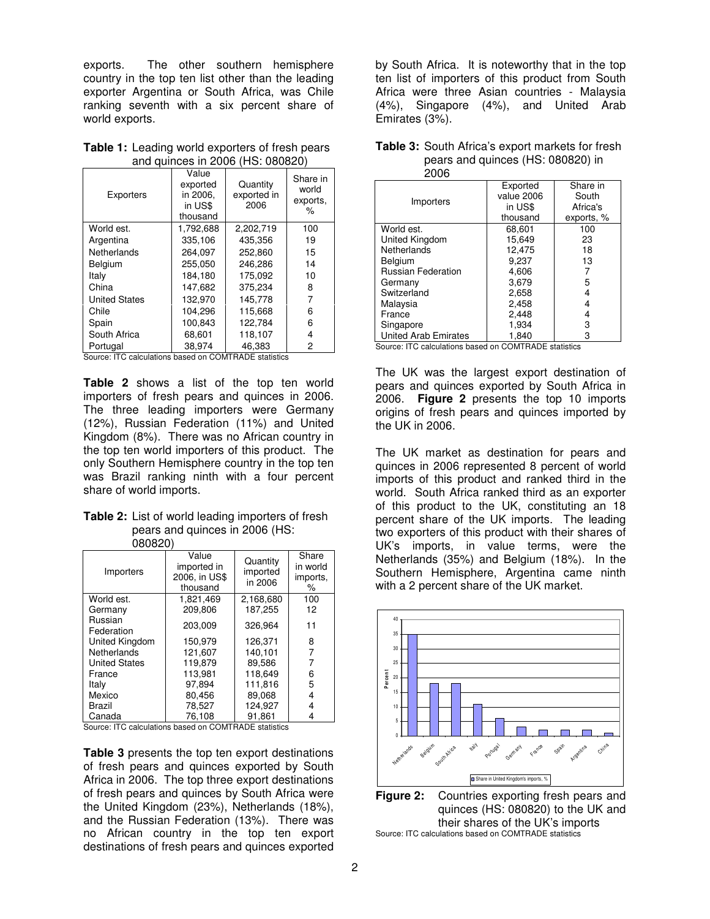exports. The other southern hemisphere country in the top ten list other than the leading exporter Argentina or South Africa, was Chile ranking seventh with a six percent share of world exports.

**Table 1:** Leading world exporters of fresh pears and quinces in 2006 (HS: 080820)

| Exporters | Value exported in 2006, in US$ thousand | Quantity exported in 2006 | Share in world exports, % |
|---|---|---|---|
| World est. | 1,792,688 | 2,202,719 | 100 |
| Argentina | 335,106 | 435,356 | 19 |
| Netherlands | 264,097 | 252,860 | 15 |
| Belgium | 255,050 | 246,286 | 14 |
| Italy | 184,180 | 175,092 | 10 |
| China | 147,682 | 375,234 | 8 |
| United States | 132,970 | 145,778 | 7 |
| Chile | 104,296 | 115,668 | 6 |
| Spain | 100,843 | 122,784 | 6 |
| South Africa | 68,601 | 118,107 | 4 |
| Portugal | 38,974 | 46,383 | 2 |

Source: ITC calculations based on COMTRADE statistics

**Table 2** shows a list of the top ten world importers of fresh pears and quinces in 2006. The three leading importers were Germany (12%), Russian Federation (11%) and United Kingdom (8%). There was no African country in the top ten world importers of this product. The only Southern Hemisphere country in the top ten was Brazil ranking ninth with a four percent share of world imports.

**Table 2:** List of world leading importers of fresh pears and quinces in 2006 (HS: 080820)

| Importers | Value imported in 2006, in US$ thousand | Quantity imported in 2006 | Share in world imports, % |
|---|---|---|---|
| World est. | 1,821,469 | 2,168,680 | 100 |
| Germany | 209,806 | 187,255 | 12 |
| Russian Federation | 203,009 | 326,964 | 11 |
| United Kingdom | 150,979 | 126,371 | 8 |
| Netherlands | 121,607 | 140,101 | 7 |
| United States | 119,879 | 89,586 | 7 |
| France | 113,981 | 118,649 | 6 |
| Italy | 97,894 | 111,816 | 5 |
| Mexico | 80,456 | 89,068 | 4 |
| Brazil | 78,527 | 124,927 | 4 |
| Canada | 76,108 | 91,861 | 4 |

Source: ITC calculations based on COMTRADE statistics

**Table 3** presents the top ten export destinations of fresh pears and quinces exported by South Africa in 2006. The top three export destinations of fresh pears and quinces by South Africa were the United Kingdom (23%), Netherlands (18%), and the Russian Federation (13%). There was no African country in the top ten export destinations of fresh pears and quinces exported by South Africa. It is noteworthy that in the top ten list of importers of this product from South Africa were three Asian countries - Malaysia (4%), Singapore (4%), and United Arab Emirates (3%).

**Table 3:** South Africa's export markets for fresh pears and quinces (HS: 080820) in 2006

| Importers | Exported value 2006 in US$ thousand | Share in South Africa's exports, % |
|---|---|---|
| World est. | 68,601 | 100 |
| United Kingdom | 15,649 | 23 |
| Netherlands | 12,475 | 18 |
| Belgium | 9,237 | 13 |
| Russian Federation | 4,606 | 7 |
| Germany | 3,679 | 5 |
| Switzerland | 2,658 | 4 |
| Malaysia | 2,458 | 4 |
| France | 2,448 | 4 |
| Singapore | 1,934 | 3 |
| United Arab Emirates | 1,840 | 3 |

Source: ITC calculations based on COMTRADE statistics

The UK was the largest export destination of pears and quinces exported by South Africa in 2006. **Figure 2** presents the top 10 imports origins of fresh pears and quinces imported by the UK in 2006.

The UK market as destination for pears and quinces in 2006 represented 8 percent of world imports of this product and ranked third in the world. South Africa ranked third as an exporter of this product to the UK, constituting an 18 percent share of the UK imports. The leading two exporters of this product with their shares of UK's imports, in value terms, were the Netherlands (35%) and Belgium (18%). In the Southern Hemisphere, Argentina came ninth with a 2 percent share of the UK market.

**Figure 2:** Countries exporting fresh pears and quinces (HS: 080820) to the UK and their shares of the UK's imports

Source: ITC calculations based on COMTRADE statistics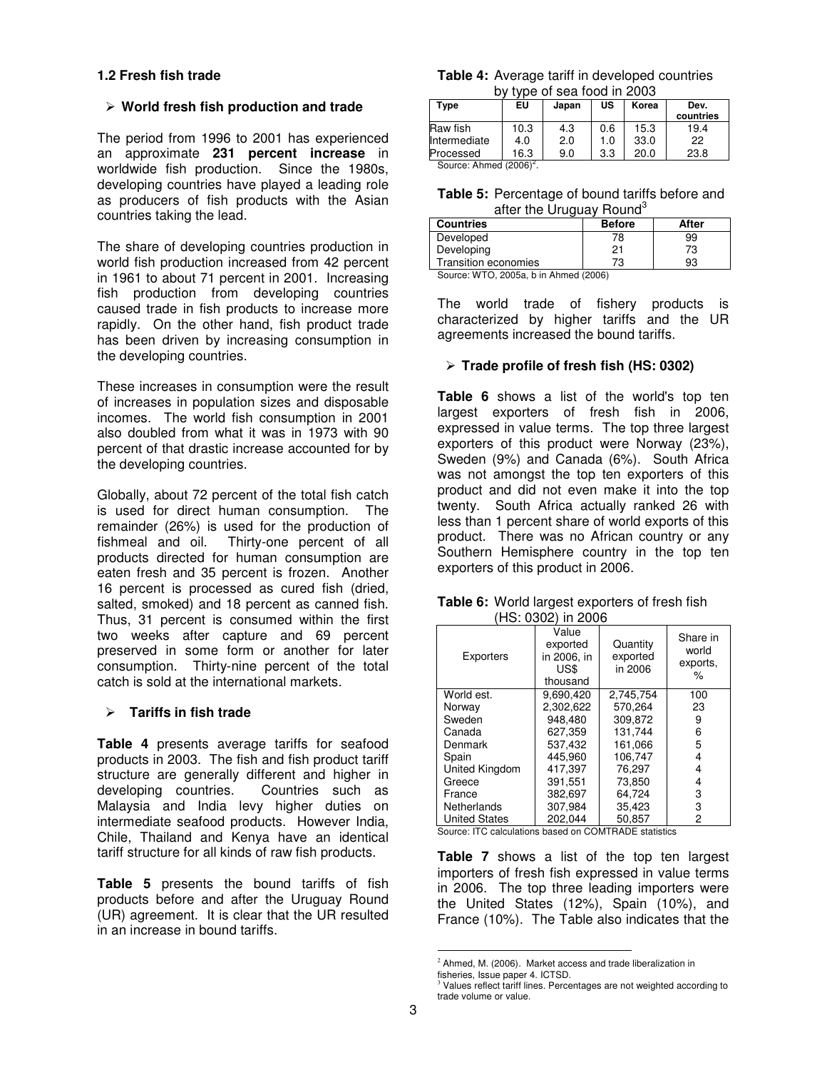### 1.2 Fresh fish trade

➢ **World fresh fish production and trade**

The period from 1996 to 2001 has experienced an approximate **231 percent increase** in worldwide fish production. Since the 1980s, developing countries have played a leading role as producers of fish products with the Asian countries taking the lead.

The share of developing countries production in world fish production increased from 42 percent in 1961 to about 71 percent in 2001. Increasing fish production from developing countries caused trade in fish products to increase more rapidly. On the other hand, fish product trade has been driven by increasing consumption in the developing countries.

These increases in consumption were the result of increases in population sizes and disposable incomes. The world fish consumption in 2001 also doubled from what it was in 1973 with 90 percent of that drastic increase accounted for by the developing countries.

Globally, about 72 percent of the total fish catch is used for direct human consumption. The remainder (26%) is used for the production of fishmeal and oil. Thirty-one percent of all products directed for human consumption are eaten fresh and 35 percent is frozen. Another 16 percent is processed as cured fish (dried, salted, smoked) and 18 percent as canned fish. Thus, 31 percent is consumed within the first two weeks after capture and 69 percent preserved in some form or another for later consumption. Thirty-nine percent of the total catch is sold at the international markets.

➢ **Tariffs in fish trade**

**Table 4** presents average tariffs for seafood products in 2003. The fish and fish product tariff structure are generally different and higher in developing countries. Countries such as Malaysia and India levy higher duties on intermediate seafood products. However India, Chile, Thailand and Kenya have an identical tariff structure for all kinds of raw fish products.

**Table 5** presents the bound tariffs of fish products before and after the Uruguay Round (UR) agreement. It is clear that the UR resulted in an increase in bound tariffs.

**Table 4:** Average tariff in developed countries by type of sea food in 2003

| Type | EU | Japan | US | Korea | Dev. countries |
|---|---|---|---|---|---|
| Raw fish | 10.3 | 4.3 | 0.6 | 15.3 | 19.4 |
| Intermediate | 4.0 | 2.0 | 1.0 | 33.0 | 22 |
| Processed | 16.3 | 9.0 | 3.3 | 20.0 | 23.8 |

Source: Ahmed (2006)[2].

**Table 5:** Percentage of bound tariffs before and after the Uruguay Round[3]

| Countries | Before | After |
|---|---|---|
| Developed | 78 | 99 |
| Developing | 21 | 73 |
| Transition economies | 73 | 93 |

Source: WTO, 2005a, b in Ahmed (2006)

The world trade of fishery products is characterized by higher tariffs and the UR agreements increased the bound tariffs.

➢ **Trade profile of fresh fish (HS: 0302)**

**Table 6** shows a list of the world's top ten largest exporters of fresh fish in 2006, expressed in value terms. The top three largest exporters of this product were Norway (23%), Sweden (9%) and Canada (6%). South Africa was not amongst the top ten exporters of this product and did not even make it into the top twenty. South Africa actually ranked 26 with less than 1 percent share of world exports of this product. There was no African country or any Southern Hemisphere country in the top ten exporters of this product in 2006.

**Table 6:** World largest exporters of fresh fish (HS: 0302) in 2006

| Exporters | Value exported in 2006, in US$ thousand | Quantity exported in 2006 | Share in world exports, % |
|---|---|---|---|
| World est. | 9,690,420 | 2,745,754 | 100 |
| Norway | 2,302,622 | 570,264 | 23 |
| Sweden | 948,480 | 309,872 | 9 |
| Canada | 627,359 | 131,744 | 6 |
| Denmark | 537,432 | 161,066 | 5 |
| Spain | 445,960 | 106,747 | 4 |
| United Kingdom | 417,397 | 76,297 | 4 |
| Greece | 391,551 | 73,850 | 4 |
| France | 382,697 | 64,724 | 3 |
| Netherlands | 307,984 | 35,423 | 3 |
| United States | 202,044 | 50,857 | 2 |

Source: ITC calculations based on COMTRADE statistics

**Table 7** shows a list of the top ten largest importers of fresh fish expressed in value terms in 2006. The top three leading importers were the United States (12%), Spain (10%), and France (10%). The Table also indicates that the

[2] Ahmed, M. (2006). Market access and trade liberalization in fisheries, Issue paper 4. ICTSD.

[3] Values reflect tariff lines. Percentages are not weighted according to trade volume or value.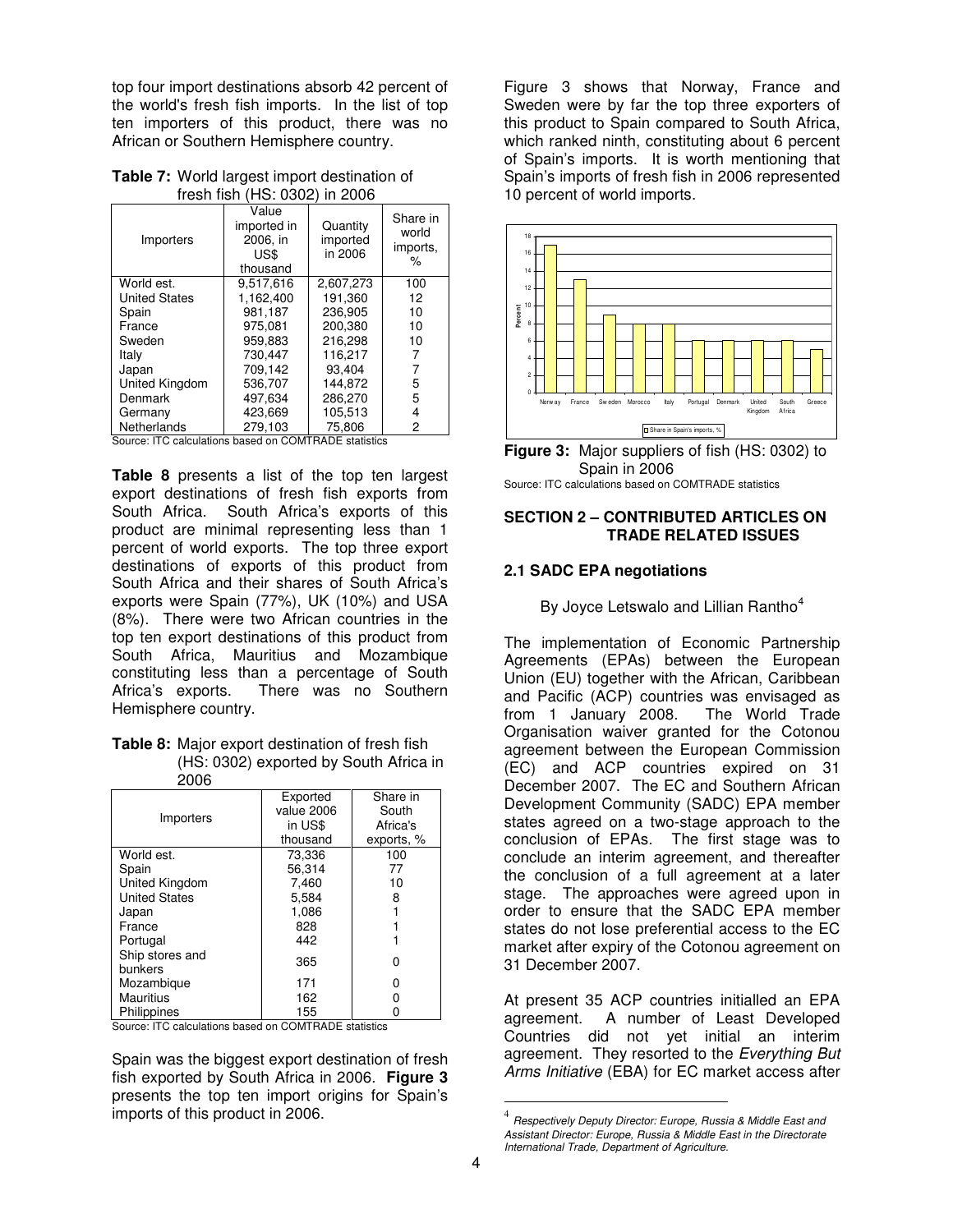top four import destinations absorb 42 percent of the world's fresh fish imports. In the list of top ten importers of this product, there was no African or Southern Hemisphere country.

**Table 7:** World largest import destination of fresh fish (HS: 0302) in 2006

| Importers | Value imported in 2006, in US$ thousand | Quantity imported in 2006 | Share in world imports, % |
|---|---|---|---|
| World est. | 9,517,616 | 2,607,273 | 100 |
| United States | 1,162,400 | 191,360 | 12 |
| Spain | 981,187 | 236,905 | 10 |
| France | 975,081 | 200,380 | 10 |
| Sweden | 959,883 | 216,298 | 10 |
| Italy | 730,447 | 116,217 | 7 |
| Japan | 709,142 | 93,404 | 7 |
| United Kingdom | 536,707 | 144,872 | 5 |
| Denmark | 497,634 | 286,270 | 5 |
| Germany | 423,669 | 105,513 | 4 |
| Netherlands | 279,103 | 75,806 | 2 |

Source: ITC calculations based on COMTRADE statistics

**Table 8** presents a list of the top ten largest export destinations of fresh fish exports from South Africa. South Africa's exports of this product are minimal representing less than 1 percent of world exports. The top three export destinations of exports of this product from South Africa and their shares of South Africa's exports were Spain (77%), UK (10%) and USA (8%). There were two African countries in the top ten export destinations of this product from South Africa, Mauritius and Mozambique constituting less than a percentage of South Africa's exports. There was no Southern Hemisphere country.

**Table 8:** Major export destination of fresh fish (HS: 0302) exported by South Africa in 2006

| Importers | Exported value 2006 in US$ thousand | Share in South Africa's exports, % |
|---|---|---|
| World est. | 73,336 | 100 |
| Spain | 56,314 | 77 |
| United Kingdom | 7,460 | 10 |
| United States | 5,584 | 8 |
| Japan | 1,086 | 1 |
| France | 828 | 1 |
| Portugal | 442 | 1 |
| Ship stores and bunkers | 365 | 0 |
| Mozambique | 171 | 0 |
| Mauritius | 162 | 0 |
| Philippines | 155 | 0 |

Source: ITC calculations based on COMTRADE statistics

Spain was the biggest export destination of fresh fish exported by South Africa in 2006. **Figure 3** presents the top ten import origins for Spain's imports of this product in 2006.

Figure 3 shows that Norway, France and Sweden were by far the top three exporters of this product to Spain compared to South Africa, which ranked ninth, constituting about 6 percent of Spain's imports. It is worth mentioning that Spain's imports of fresh fish in 2006 represented 10 percent of world imports.

**Figure 3:** Major suppliers of fish (HS: 0302) to Spain in 2006

Source: ITC calculations based on COMTRADE statistics

## SECTION 2 – CONTRIBUTED ARTICLES ON TRADE RELATED ISSUES

### 2.1 SADC EPA negotiations

By Joyce Letswalo and Lillian Rantho[4]

The implementation of Economic Partnership Agreements (EPAs) between the European Union (EU) together with the African, Caribbean and Pacific (ACP) countries was envisaged as from 1 January 2008. The World Trade Organisation waiver granted for the Cotonou agreement between the European Commission (EC) and ACP countries expired on 31 December 2007. The EC and Southern African Development Community (SADC) EPA member states agreed on a two-stage approach to the conclusion of EPAs. The first stage was to conclude an interim agreement, and thereafter the conclusion of a full agreement at a later stage. The approaches were agreed upon in order to ensure that the SADC EPA member states do not lose preferential access to the EC market after expiry of the Cotonou agreement on 31 December 2007.

At present 35 ACP countries initialled an EPA agreement. A number of Least Developed Countries did not yet initial an interim agreement. They resorted to the *Everything But Arms Initiative* (EBA) for EC market access after

[4] *Respectively Deputy Director: Europe, Russia & Middle East and Assistant Director: Europe, Russia & Middle East in the Directorate International Trade, Department of Agriculture.*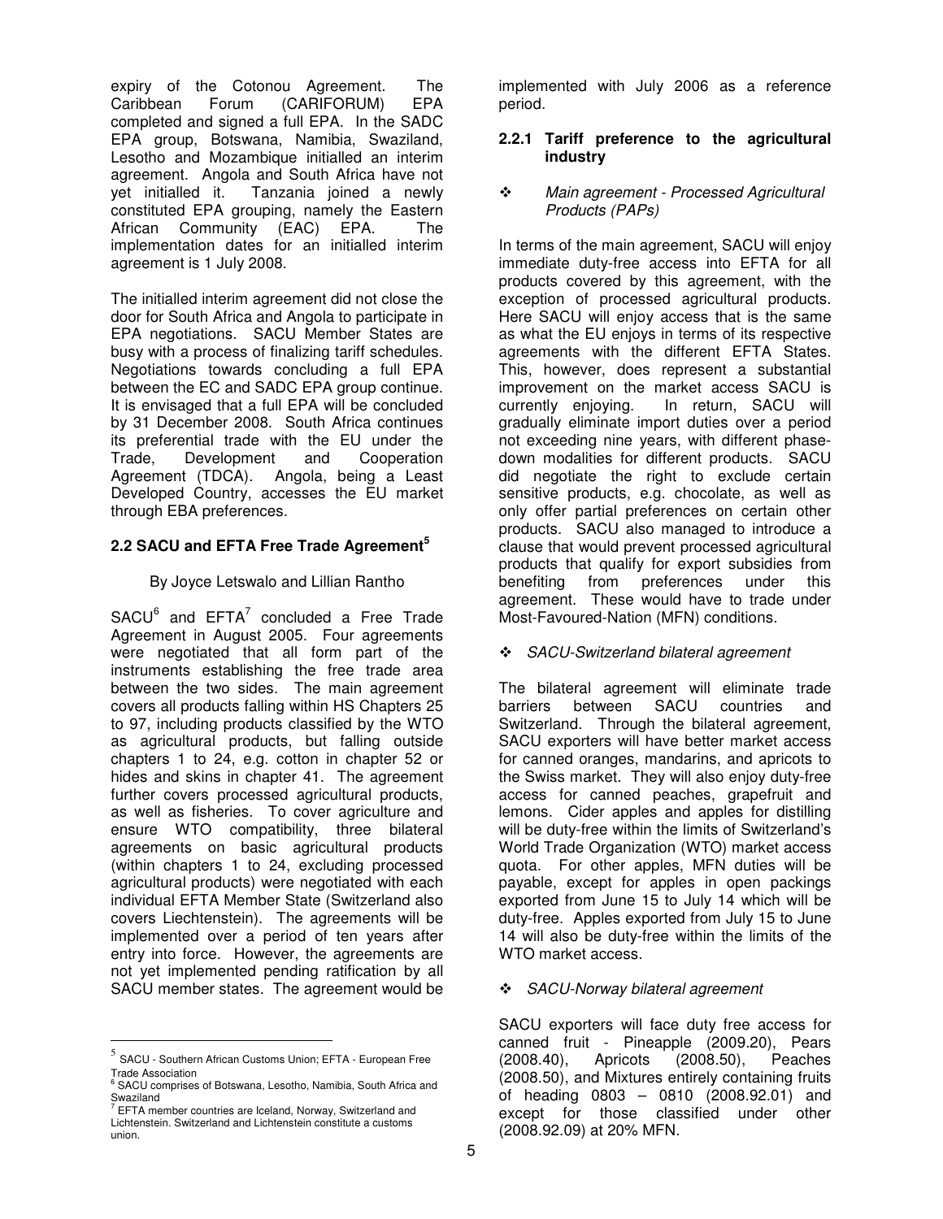expiry of the Cotonou Agreement. The Caribbean Forum (CARIFORUM) EPA completed and signed a full EPA. In the SADC EPA group, Botswana, Namibia, Swaziland, Lesotho and Mozambique initialled an interim agreement. Angola and South Africa have not yet initialled it. Tanzania joined a newly constituted EPA grouping, namely the Eastern African Community (EAC) EPA. The implementation dates for an initialled interim agreement is 1 July 2008.

The initialled interim agreement did not close the door for South Africa and Angola to participate in EPA negotiations. SACU Member States are busy with a process of finalizing tariff schedules. Negotiations towards concluding a full EPA between the EC and SADC EPA group continue. It is envisaged that a full EPA will be concluded by 31 December 2008. South Africa continues its preferential trade with the EU under the Trade, Development and Cooperation Agreement (TDCA). Angola, being a Least Developed Country, accesses the EU market through EBA preferences.

## 2.2 SACU and EFTA Free Trade Agreement[5]

By Joyce Letswalo and Lillian Rantho

SACU[6] and EFTA[7] concluded a Free Trade Agreement in August 2005. Four agreements were negotiated that all form part of the instruments establishing the free trade area between the two sides. The main agreement covers all products falling within HS Chapters 25 to 97, including products classified by the WTO as agricultural products, but falling outside chapters 1 to 24, e.g. cotton in chapter 52 or hides and skins in chapter 41. The agreement further covers processed agricultural products, as well as fisheries. To cover agriculture and ensure WTO compatibility, three bilateral agreements on basic agricultural products (within chapters 1 to 24, excluding processed agricultural products) were negotiated with each individual EFTA Member State (Switzerland also covers Liechtenstein). The agreements will be implemented over a period of ten years after entry into force. However, the agreements are not yet implemented pending ratification by all SACU member states. The agreement would be implemented with July 2006 as a reference period.

### 2.2.1 Tariff preference to the agricultural industry

- *Main agreement - Processed Agricultural Products (PAPs)*

In terms of the main agreement, SACU will enjoy immediate duty-free access into EFTA for all products covered by this agreement, with the exception of processed agricultural products. Here SACU will enjoy access that is the same as what the EU enjoys in terms of its respective agreements with the different EFTA States. This, however, does represent a substantial improvement on the market access SACU is currently enjoying. In return, SACU will gradually eliminate import duties over a period not exceeding nine years, with different phase-down modalities for different products. SACU did negotiate the right to exclude certain sensitive products, e.g. chocolate, as well as only offer partial preferences on certain other products. SACU also managed to introduce a clause that would prevent processed agricultural products that qualify for export subsidies from benefiting from preferences under this agreement. These would have to trade under Most-Favoured-Nation (MFN) conditions.

- *SACU-Switzerland bilateral agreement*

The bilateral agreement will eliminate trade barriers between SACU countries and Switzerland. Through the bilateral agreement, SACU exporters will have better market access for canned oranges, mandarins, and apricots to the Swiss market. They will also enjoy duty-free access for canned peaches, grapefruit and lemons. Cider apples and apples for distilling will be duty-free within the limits of Switzerland's World Trade Organization (WTO) market access quota. For other apples, MFN duties will be payable, except for apples in open packings exported from June 15 to July 14 which will be duty-free. Apples exported from July 15 to June 14 will also be duty-free within the limits of the WTO market access.

- *SACU-Norway bilateral agreement*

SACU exporters will face duty free access for canned fruit - Pineapple (2009.20), Pears (2008.40), Apricots (2008.50), Peaches (2008.50), and Mixtures entirely containing fruits of heading 0803 – 0810 (2008.92.01) and except for those classified under other (2008.92.09) at 20% MFN.

---

[5] SACU - Southern African Customs Union; EFTA - European Free Trade Association

[6] SACU comprises of Botswana, Lesotho, Namibia, South Africa and Swaziland

[7] EFTA member countries are Iceland, Norway, Switzerland and Lichtenstein. Switzerland and Lichtenstein constitute a customs union.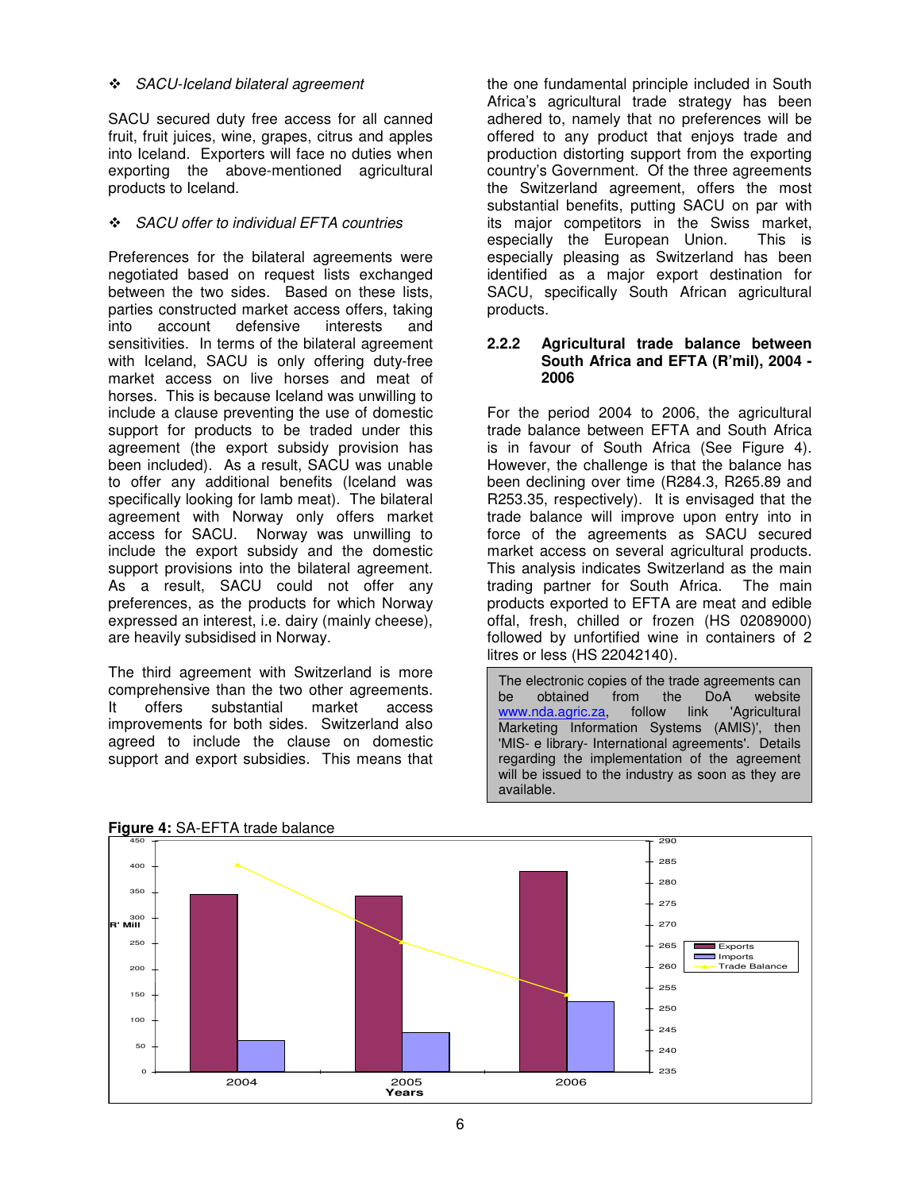❖ *SACU-Iceland bilateral agreement*

SACU secured duty free access for all canned fruit, fruit juices, wine, grapes, citrus and apples into Iceland. Exporters will face no duties when exporting the above-mentioned agricultural products to Iceland.

❖ *SACU offer to individual EFTA countries*

Preferences for the bilateral agreements were negotiated based on request lists exchanged between the two sides. Based on these lists, parties constructed market access offers, taking into account defensive interests and sensitivities. In terms of the bilateral agreement with Iceland, SACU is only offering duty-free market access on live horses and meat of horses. This is because Iceland was unwilling to include a clause preventing the use of domestic support for products to be traded under this agreement (the export subsidy provision has been included). As a result, SACU was unable to offer any additional benefits (Iceland was specifically looking for lamb meat). The bilateral agreement with Norway only offers market access for SACU. Norway was unwilling to include the export subsidy and the domestic support provisions into the bilateral agreement. As a result, SACU could not offer any preferences, as the products for which Norway expressed an interest, i.e. dairy (mainly cheese), are heavily subsidised in Norway.

The third agreement with Switzerland is more comprehensive than the two other agreements. It offers substantial market access improvements for both sides. Switzerland also agreed to include the clause on domestic support and export subsidies. This means that the one fundamental principle included in South Africa's agricultural trade strategy has been adhered to, namely that no preferences will be offered to any product that enjoys trade and production distorting support from the exporting country's Government. Of the three agreements the Switzerland agreement, offers the most substantial benefits, putting SACU on par with its major competitors in the Swiss market, especially the European Union. This is especially pleasing as Switzerland has been identified as a major export destination for SACU, specifically South African agricultural products.

### 2.2.2 Agricultural trade balance between South Africa and EFTA (R'mil), 2004 - 2006

For the period 2004 to 2006, the agricultural trade balance between EFTA and South Africa is in favour of South Africa (See Figure 4). However, the challenge is that the balance has been declining over time (R284.3, R265.89 and R253.35, respectively). It is envisaged that the trade balance will improve upon entry into force of the agreements as SACU secured market access on several agricultural products. This analysis indicates Switzerland as the main trading partner for South Africa. The main products exported to EFTA are meat and edible offal, fresh, chilled or frozen (HS 02089000) followed by unfortified wine in containers of 2 litres or less (HS 22042140).

The electronic copies of the trade agreements can be obtained from the DoA website www.nda.agric.za, follow link 'Agricultural Marketing Information Systems (AMIS)', then 'MIS- e library- International agreements'. Details regarding the implementation of the agreement will be issued to the industry as soon as they are available.

**Figure 4:** SA-EFTA trade balance

R' Mill
450
400
350
300
250
200
150
100
50
0

290
285
280
275
270
265
260
255
250
245
240
235

2004
2005
2006
Years

Exports
Imports
Trade Balance